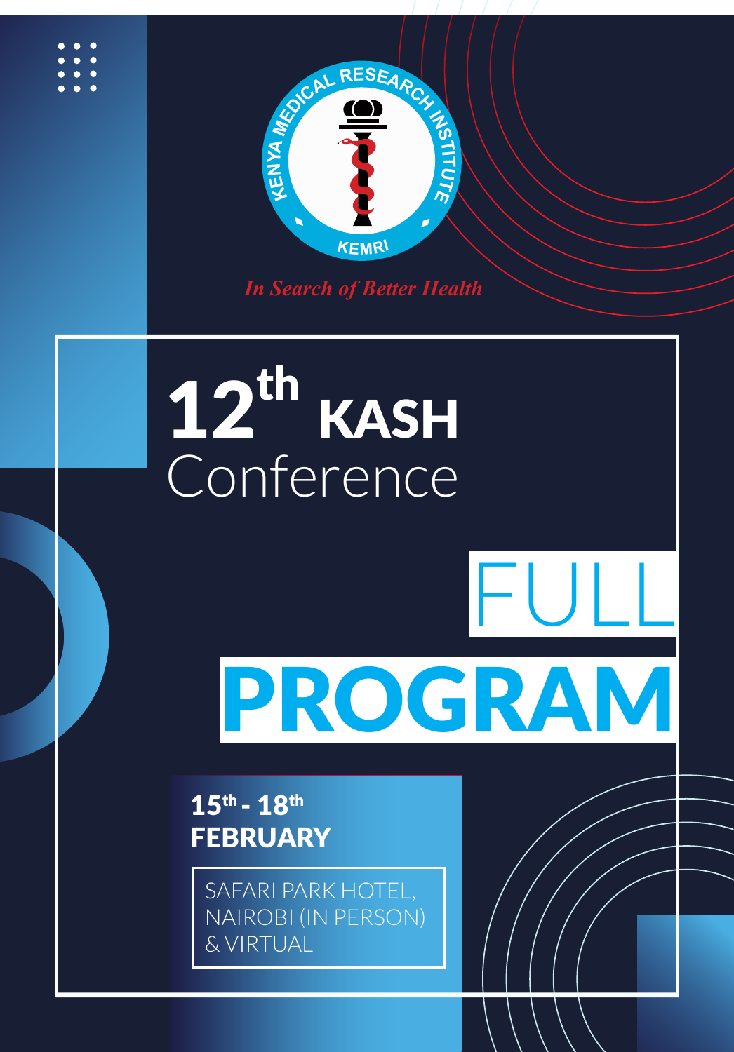KENYA MEDICAL RESEARCH INSTITUTE

KEMRI

*In Search of Better Health*

# 12th KASH Conference

# FULL PROGRAM

**15th - 18th FEBRUARY**

SAFARI PARK HOTEL, NAIROBI (IN PERSON) & VIRTUAL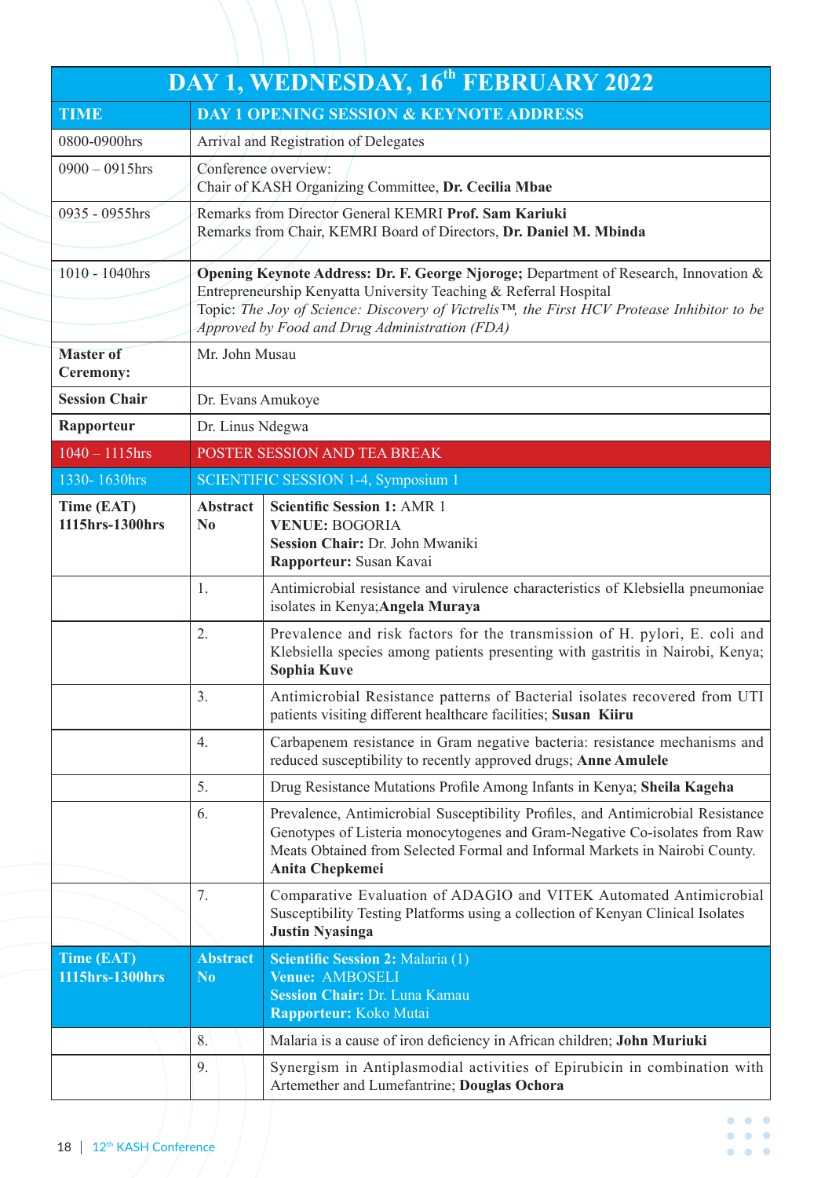## DAY 1, WEDNESDAY, 16th FEBRUARY 2022

| TIME | DAY 1 OPENING SESSION & KEYNOTE ADDRESS | |
|---|---|---|
| 0800-0900hrs | Arrival and Registration of Delegates | |
| 0900 – 0915hrs | Conference overview:<br>Chair of KASH Organizing Committee, **Dr. Cecilia Mbae** | |
| 0935 - 0955hrs | Remarks from Director General KEMRI **Prof. Sam Kariuki**<br>Remarks from Chair, KEMRI Board of Directors, **Dr. Daniel M. Mbinda** | |
| 1010 - 1040hrs | **Opening Keynote Address: Dr. F. George Njoroge;** Department of Research, Innovation & Entrepreneurship Kenyatta University Teaching & Referral Hospital<br>Topic: *The Joy of Science: Discovery of Victrelis™, the First HCV Protease Inhibitor to be Approved by Food and Drug Administration (FDA)* | |
| **Master of Ceremony:** | Mr. John Musau | |
| **Session Chair** | Dr. Evans Amukoye | |
| **Rapporteur** | Dr. Linus Ndegwa | |
| 1040 – 1115hrs | POSTER SESSION AND TEA BREAK | |
| 1330- 1630hrs | SCIENTIFIC SESSION 1-4, Symposium 1 | |
| **Time (EAT) 1115hrs-1300hrs** | **Abstract No** | **Scientific Session 1:** AMR 1<br>**VENUE:** BOGORIA<br>**Session Chair:** Dr. John Mwaniki<br>**Rapporteur:** Susan Kavai |
| | 1. | Antimicrobial resistance and virulence characteristics of Klebsiella pneumoniae isolates in Kenya;**Angela Muraya** |
| | 2. | Prevalence and risk factors for the transmission of H. pylori, E. coli and Klebsiella species among patients presenting with gastritis in Nairobi, Kenya; **Sophia Kuve** |
| | 3. | Antimicrobial Resistance patterns of Bacterial isolates recovered from UTI patients visiting different healthcare facilities; **Susan Kiiru** |
| | 4. | Carbapenem resistance in Gram negative bacteria: resistance mechanisms and reduced susceptibility to recently approved drugs; **Anne Amulele** |
| | 5. | Drug Resistance Mutations Profile Among Infants in Kenya; **Sheila Kageha** |
| | 6. | Prevalence, Antimicrobial Susceptibility Profiles, and Antimicrobial Resistance Genotypes of Listeria monocytogenes and Gram-Negative Co-isolates from Raw Meats Obtained from Selected Formal and Informal Markets in Nairobi County. **Anita Chepkemei** |
| | 7. | Comparative Evaluation of ADAGIO and VITEK Automated Antimicrobial Susceptibility Testing Platforms using a collection of Kenyan Clinical Isolates **Justin Nyasinga** |
| **Time (EAT) 1115hrs-1300hrs** | **Abstract No** | **Scientific Session 2:** Malaria (1)<br>**Venue:** AMBOSELI<br>**Session Chair:** Dr. Luna Kamau<br>**Rapporteur:** Koko Mutai |
| | 8. | Malaria is a cause of iron deficiency in African children; **John Muriuki** |
| | 9. | Synergism in Antiplasmodial activities of Epirubicin in combination with Artemether and Lumefantrine; **Douglas Ochora** |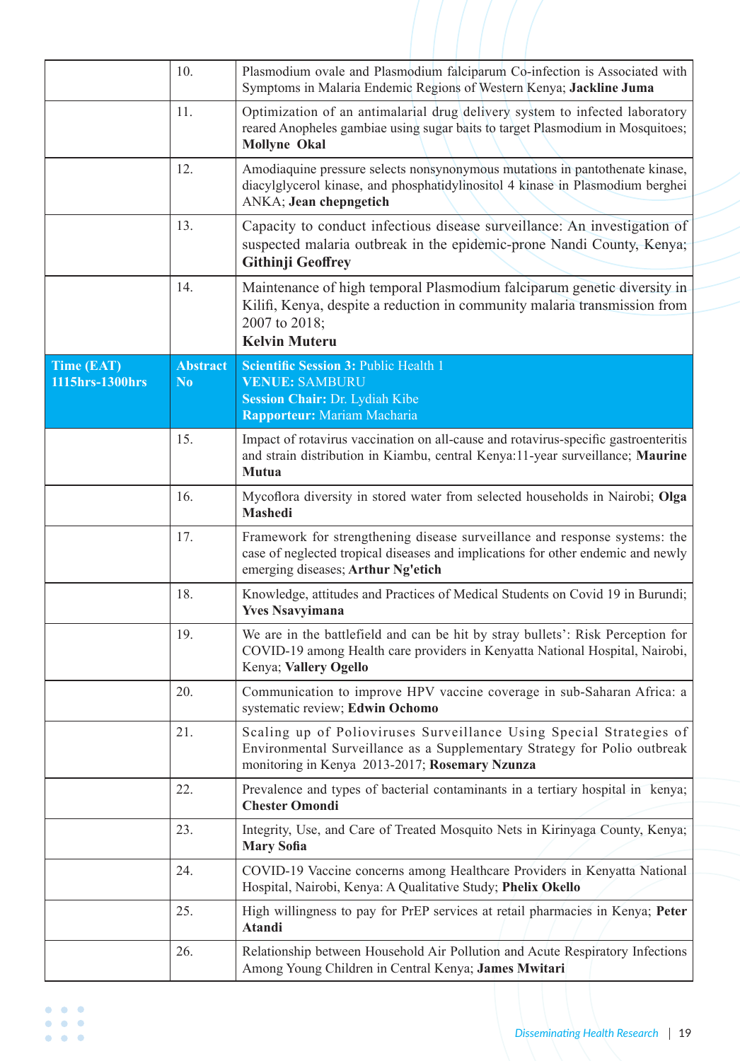| | | |
|---|---|---|
| | 10. | Plasmodium ovale and Plasmodium falciparum Co-infection is Associated with Symptoms in Malaria Endemic Regions of Western Kenya; **Jackline Juma** |
| | 11. | Optimization of an antimalarial drug delivery system to infected laboratory reared Anopheles gambiae using sugar baits to target Plasmodium in Mosquitoes; **Mollyne Okal** |
| | 12. | Amodiaquine pressure selects nonsynonymous mutations in pantothenate kinase, diacylglycerol kinase, and phosphatidylinositol 4 kinase in Plasmodium berghei ANKA; **Jean chepngetich** |
| | 13. | Capacity to conduct infectious disease surveillance: An investigation of suspected malaria outbreak in the epidemic-prone Nandi County, Kenya; **Githinji Geoffrey** |
| | 14. | Maintenance of high temporal Plasmodium falciparum genetic diversity in Kilifi, Kenya, despite a reduction in community malaria transmission from 2007 to 2018; **Kelvin Muteru** |
| **Time (EAT) 1115hrs-1300hrs** | **Abstract No** | **Scientific Session 3:** Public Health 1<br>**VENUE:** SAMBURU<br>**Session Chair:** Dr. Lydiah Kibe<br>**Rapporteur:** Mariam Macharia |
| | 15. | Impact of rotavirus vaccination on all-cause and rotavirus-specific gastroenteritis and strain distribution in Kiambu, central Kenya:11-year surveillance; **Maurine Mutua** |
| | 16. | Mycoflora diversity in stored water from selected households in Nairobi; **Olga Mashedi** |
| | 17. | Framework for strengthening disease surveillance and response systems: the case of neglected tropical diseases and implications for other endemic and newly emerging diseases; **Arthur Ng'etich** |
| | 18. | Knowledge, attitudes and Practices of Medical Students on Covid 19 in Burundi; **Yves Nsavyimana** |
| | 19. | We are in the battlefield and can be hit by stray bullets': Risk Perception for COVID-19 among Health care providers in Kenyatta National Hospital, Nairobi, Kenya; **Vallery Ogello** |
| | 20. | Communication to improve HPV vaccine coverage in sub-Saharan Africa: a systematic review; **Edwin Ochomo** |
| | 21. | Scaling up of Polioviruses Surveillance Using Special Strategies of Environmental Surveillance as a Supplementary Strategy for Polio outbreak monitoring in Kenya 2013-2017; **Rosemary Nzunza** |
| | 22. | Prevalence and types of bacterial contaminants in a tertiary hospital in kenya; **Chester Omondi** |
| | 23. | Integrity, Use, and Care of Treated Mosquito Nets in Kirinyaga County, Kenya; **Mary Sofia** |
| | 24. | COVID-19 Vaccine concerns among Healthcare Providers in Kenyatta National Hospital, Nairobi, Kenya: A Qualitative Study; **Phelix Okello** |
| | 25. | High willingness to pay for PrEP services at retail pharmacies in Kenya; **Peter Atandi** |
| | 26. | Relationship between Household Air Pollution and Acute Respiratory Infections Among Young Children in Central Kenya; **James Mwitari** |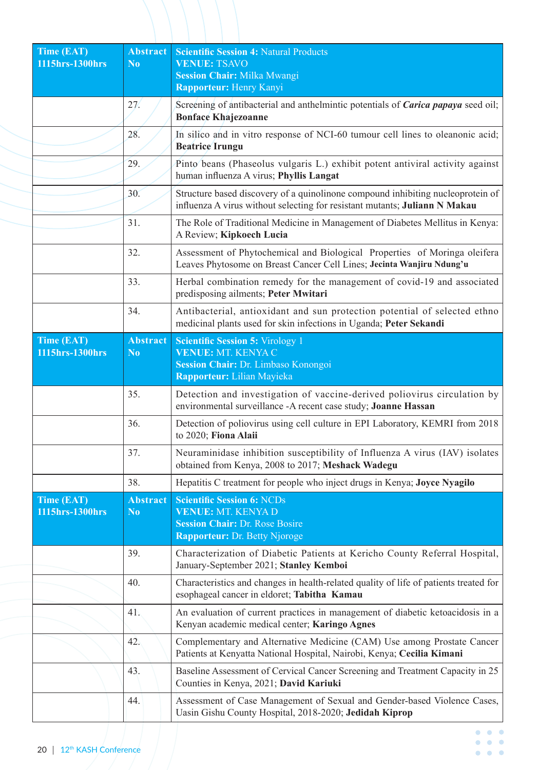| Time (EAT) 1115hrs-1300hrs | Abstract No | **Scientific Session 4:** Natural Products **VENUE:** TSAVO **Session Chair:** Milka Mwangi **Rapporteur:** Henry Kanyi |
|---|---|---|
| | 27. | Screening of antibacterial and anthelmintic potentials of ***Carica papaya*** seed oil; **Bonface Khajezoanne** |
| | 28. | In silico and in vitro response of NCI-60 tumour cell lines to oleanonic acid; **Beatrice Irungu** |
| | 29. | Pinto beans (Phaseolus vulgaris L.) exhibit potent antiviral activity against human influenza A virus; **Phyllis Langat** |
| | 30. | Structure based discovery of a quinolinone compound inhibiting nucleoprotein of influenza A virus without selecting for resistant mutants; **Juliann N Makau** |
| | 31. | The Role of Traditional Medicine in Management of Diabetes Mellitus in Kenya: A Review; **Kipkoech Lucia** |
| | 32. | Assessment of Phytochemical and Biological Properties of Moringa oleifera Leaves Phytosome on Breast Cancer Cell Lines; **Jecinta Wanjiru Ndung'u** |
| | 33. | Herbal combination remedy for the management of covid-19 and associated predisposing ailments; **Peter Mwitari** |
| | 34. | Antibacterial, antioxidant and sun protection potential of selected ethno medicinal plants used for skin infections in Uganda; **Peter Sekandi** |
| **Time (EAT) 1115hrs-1300hrs** | **Abstract No** | **Scientific Session 5:** Virology 1 **VENUE:** MT. KENYA C **Session Chair:** Dr. Limbaso Konongoi **Rapporteur:** Lilian Mayieka |
| | 35. | Detection and investigation of vaccine-derived poliovirus circulation by environmental surveillance -A recent case study; **Joanne Hassan** |
| | 36. | Detection of poliovirus using cell culture in EPI Laboratory, KEMRI from 2018 to 2020; **Fiona Alaii** |
| | 37. | Neuraminidase inhibition susceptibility of Influenza A virus (IAV) isolates obtained from Kenya, 2008 to 2017; **Meshack Wadegu** |
| | 38. | Hepatitis C treatment for people who inject drugs in Kenya; **Joyce Nyagilo** |
| **Time (EAT) 1115hrs-1300hrs** | **Abstract No** | **Scientific Session 6:** NCDs **VENUE:** MT. KENYA D **Session Chair:** Dr. Rose Bosire **Rapporteur:** Dr. Betty Njoroge |
| | 39. | Characterization of Diabetic Patients at Kericho County Referral Hospital, January-September 2021; **Stanley Kemboi** |
| | 40. | Characteristics and changes in health-related quality of life of patients treated for esophageal cancer in eldoret; **Tabitha Kamau** |
| | 41. | An evaluation of current practices in management of diabetic ketoacidosis in a Kenyan academic medical center; **Karingo Agnes** |
| | 42. | Complementary and Alternative Medicine (CAM) Use among Prostate Cancer Patients at Kenyatta National Hospital, Nairobi, Kenya; **Cecilia Kimani** |
| | 43. | Baseline Assessment of Cervical Cancer Screening and Treatment Capacity in 25 Counties in Kenya, 2021; **David Kariuki** |
| | 44. | Assessment of Case Management of Sexual and Gender-based Violence Cases, Uasin Gishu County Hospital, 2018-2020; **Jedidah Kiprop** |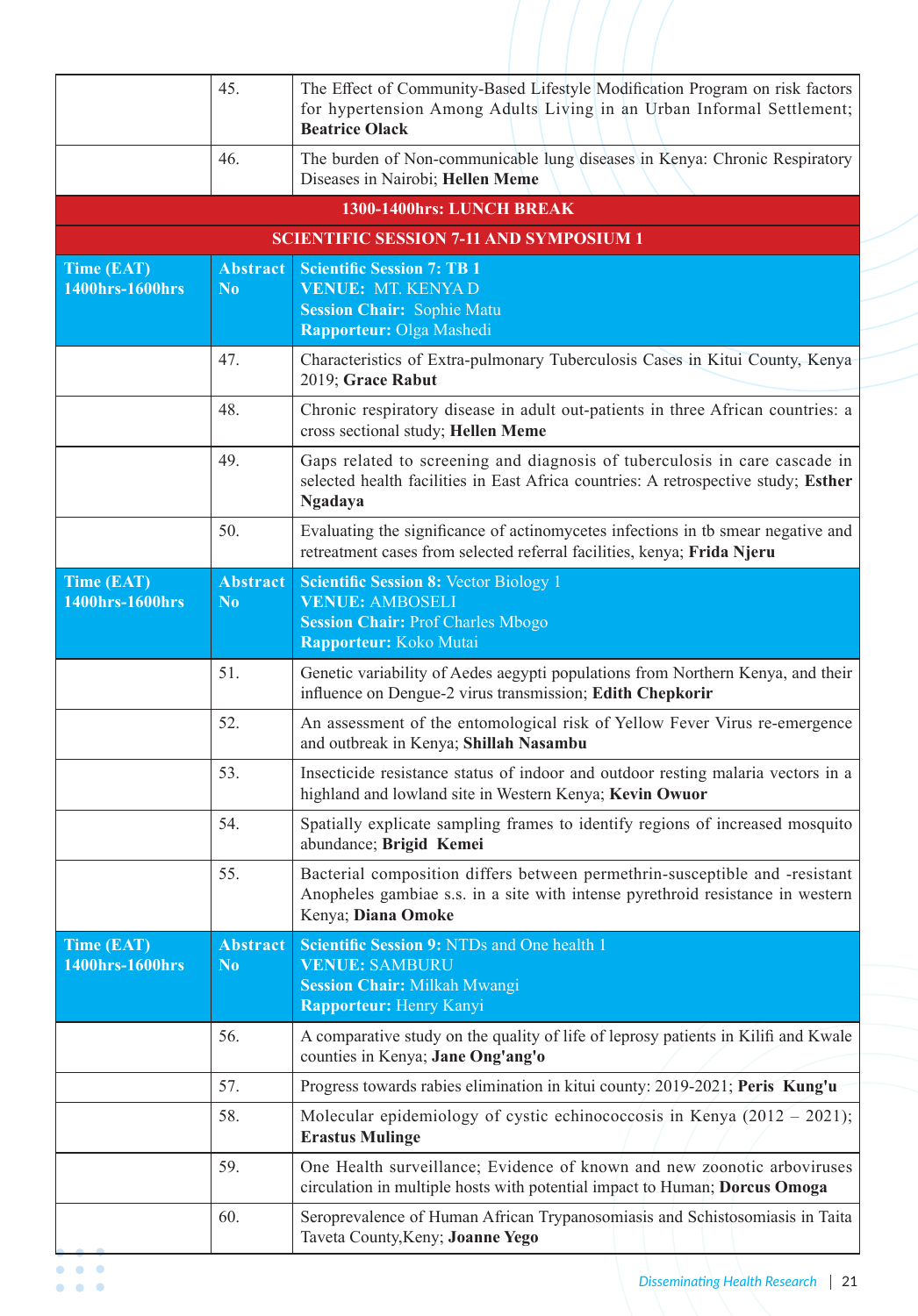| | | |
|---|---|---|
| | 45. | The Effect of Community-Based Lifestyle Modification Program on risk factors for hypertension Among Adults Living in an Urban Informal Settlement; **Beatrice Olack** |
| | 46. | The burden of Non-communicable lung diseases in Kenya: Chronic Respiratory Diseases in Nairobi; **Hellen Meme** |
| **1300-1400hrs: LUNCH BREAK** | | |
| **SCIENTIFIC SESSION 7-11 AND SYMPOSIUM 1** | | |
| **Time (EAT) 1400hrs-1600hrs** | **Abstract No** | **Scientific Session 7: TB 1**<br>**VENUE:** MT. KENYA D<br>**Session Chair:** Sophie Matu<br>**Rapporteur:** Olga Mashedi |
| | 47. | Characteristics of Extra-pulmonary Tuberculosis Cases in Kitui County, Kenya 2019; **Grace Rabut** |
| | 48. | Chronic respiratory disease in adult out-patients in three African countries: a cross sectional study; **Hellen Meme** |
| | 49. | Gaps related to screening and diagnosis of tuberculosis in care cascade in selected health facilities in East Africa countries: A retrospective study; **Esther Ngadaya** |
| | 50. | Evaluating the significance of actinomycetes infections in tb smear negative and retreatment cases from selected referral facilities, kenya; **Frida Njeru** |
| **Time (EAT) 1400hrs-1600hrs** | **Abstract No** | **Scientific Session 8:** Vector Biology 1<br>**VENUE:** AMBOSELI<br>**Session Chair:** Prof Charles Mbogo<br>**Rapporteur:** Koko Mutai |
| | 51. | Genetic variability of Aedes aegypti populations from Northern Kenya, and their influence on Dengue-2 virus transmission; **Edith Chepkorir** |
| | 52. | An assessment of the entomological risk of Yellow Fever Virus re-emergence and outbreak in Kenya; **Shillah Nasambu** |
| | 53. | Insecticide resistance status of indoor and outdoor resting malaria vectors in a highland and lowland site in Western Kenya; **Kevin Owuor** |
| | 54. | Spatially explicate sampling frames to identify regions of increased mosquito abundance; **Brigid Kemei** |
| | 55. | Bacterial composition differs between permethrin-susceptible and -resistant Anopheles gambiae s.s. in a site with intense pyrethroid resistance in western Kenya; **Diana Omoke** |
| **Time (EAT) 1400hrs-1600hrs** | **Abstract No** | **Scientific Session 9:** NTDs and One health 1<br>**VENUE:** SAMBURU<br>**Session Chair:** Milkah Mwangi<br>**Rapporteur:** Henry Kanyi |
| | 56. | A comparative study on the quality of life of leprosy patients in Kilifi and Kwale counties in Kenya; **Jane Ong'ang'o** |
| | 57. | Progress towards rabies elimination in kitui county: 2019-2021; **Peris Kung'u** |
| | 58. | Molecular epidemiology of cystic echinococcosis in Kenya (2012 – 2021); **Erastus Mulinge** |
| | 59. | One Health surveillance; Evidence of known and new zoonotic arboviruses circulation in multiple hosts with potential impact to Human; **Dorcus Omoga** |
| | 60. | Seroprevalence of Human African Trypanosomiasis and Schistosomiasis in Taita Taveta County,Keny; **Joanne Yego** |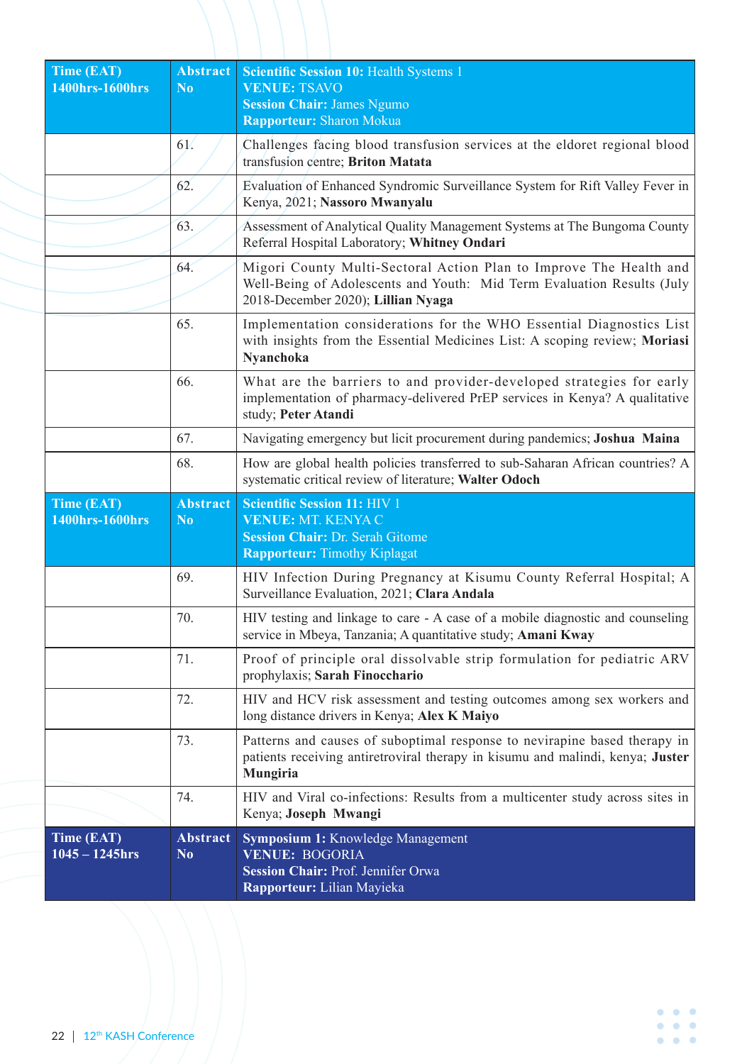| Time (EAT) 1400hrs-1600hrs | Abstract No | **Scientific Session 10:** Health Systems 1<br>**VENUE:** TSAVO<br>**Session Chair:** James Ngumo<br>**Rapporteur:** Sharon Mokua |
|---|---|---|
| | 61. | Challenges facing blood transfusion services at the eldoret regional blood transfusion centre; **Briton Matata** |
| | 62. | Evaluation of Enhanced Syndromic Surveillance System for Rift Valley Fever in Kenya, 2021; **Nassoro Mwanyalu** |
| | 63. | Assessment of Analytical Quality Management Systems at The Bungoma County Referral Hospital Laboratory; **Whitney Ondari** |
| | 64. | Migori County Multi-Sectoral Action Plan to Improve The Health and Well-Being of Adolescents and Youth: Mid Term Evaluation Results (July 2018-December 2020); **Lillian Nyaga** |
| | 65. | Implementation considerations for the WHO Essential Diagnostics List with insights from the Essential Medicines List: A scoping review; **Moriasi Nyanchoka** |
| | 66. | What are the barriers to and provider-developed strategies for early implementation of pharmacy-delivered PrEP services in Kenya? A qualitative study; **Peter Atandi** |
| | 67. | Navigating emergency but licit procurement during pandemics; **Joshua Maina** |
| | 68. | How are global health policies transferred to sub-Saharan African countries? A systematic critical review of literature; **Walter Odoch** |
| **Time (EAT) 1400hrs-1600hrs** | **Abstract No** | **Scientific Session 11:** HIV 1<br>**VENUE:** MT. KENYA C<br>**Session Chair:** Dr. Serah Gitome<br>**Rapporteur:** Timothy Kiplagat |
| | 69. | HIV Infection During Pregnancy at Kisumu County Referral Hospital; A Surveillance Evaluation, 2021; **Clara Andala** |
| | 70. | HIV testing and linkage to care - A case of a mobile diagnostic and counseling service in Mbeya, Tanzania; A quantitative study; **Amani Kway** |
| | 71. | Proof of principle oral dissolvable strip formulation for pediatric ARV prophylaxis; **Sarah Finocchario** |
| | 72. | HIV and HCV risk assessment and testing outcomes among sex workers and long distance drivers in Kenya; **Alex K Maiyo** |
| | 73. | Patterns and causes of suboptimal response to nevirapine based therapy in patients receiving antiretroviral therapy in kisumu and malindi, kenya; **Juster Mungiria** |
| | 74. | HIV and Viral co-infections: Results from a multicenter study across sites in Kenya; **Joseph Mwangi** |
| **Time (EAT) 1045 – 1245hrs** | **Abstract No** | **Symposium 1:** Knowledge Management<br>**VENUE:** BOGORIA<br>**Session Chair:** Prof. Jennifer Orwa<br>**Rapporteur:** Lilian Mayieka |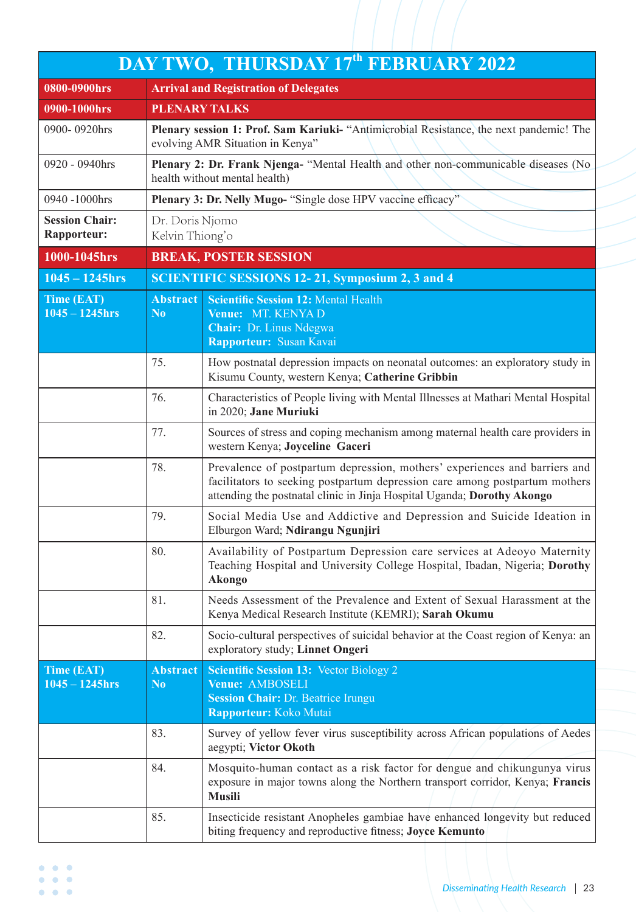# DAY TWO, THURSDAY 17th FEBRUARY 2022

| | | |
|---|---|---|
| **0800-0900hrs** | **Arrival and Registration of Delegates** | |
| **0900-1000hrs** | **PLENARY TALKS** | |
| 0900- 0920hrs | **Plenary session 1: Prof. Sam Kariuki-** "Antimicrobial Resistance, the next pandemic! The evolving AMR Situation in Kenya" | |
| 0920 - 0940hrs | **Plenary 2: Dr. Frank Njenga-** "Mental Health and other non-communicable diseases (No health without mental health) | |
| 0940 -1000hrs | **Plenary 3: Dr. Nelly Mugo-** "Single dose HPV vaccine efficacy" | |
| **Session Chair:**<br>**Rapporteur:** | Dr. Doris Njomo<br>Kelvin Thiong'o | |
| **1000-1045hrs** | **BREAK, POSTER SESSION** | |
| **1045 – 1245hrs** | **SCIENTIFIC SESSIONS 12- 21, Symposium 2, 3 and 4** | |
| **Time (EAT)**<br>**1045 – 1245hrs** | **Abstract No** | **Scientific Session 12:** Mental Health<br>**Venue:** MT. KENYA D<br>**Chair:** Dr. Linus Ndegwa<br>**Rapporteur:** Susan Kavai |
| | 75. | How postnatal depression impacts on neonatal outcomes: an exploratory study in Kisumu County, western Kenya; **Catherine Gribbin** |
| | 76. | Characteristics of People living with Mental Illnesses at Mathari Mental Hospital in 2020; **Jane Muriuki** |
| | 77. | Sources of stress and coping mechanism among maternal health care providers in western Kenya; **Joyceline Gaceri** |
| | 78. | Prevalence of postpartum depression, mothers' experiences and barriers and facilitators to seeking postpartum depression care among postpartum mothers attending the postnatal clinic in Jinja Hospital Uganda; **Dorothy Akongo** |
| | 79. | Social Media Use and Addictive and Depression and Suicide Ideation in Elburgon Ward; **Ndirangu Ngunjiri** |
| | 80. | Availability of Postpartum Depression care services at Adeoyo Maternity Teaching Hospital and University College Hospital, Ibadan, Nigeria; **Dorothy Akongo** |
| | 81. | Needs Assessment of the Prevalence and Extent of Sexual Harassment at the Kenya Medical Research Institute (KEMRI); **Sarah Okumu** |
| | 82. | Socio-cultural perspectives of suicidal behavior at the Coast region of Kenya: an exploratory study; **Linnet Ongeri** |
| **Time (EAT)**<br>**1045 – 1245hrs** | **Abstract No** | **Scientific Session 13:** Vector Biology 2<br>**Venue:** AMBOSELI<br>**Session Chair:** Dr. Beatrice Irungu<br>**Rapporteur:** Koko Mutai |
| | 83. | Survey of yellow fever virus susceptibility across African populations of Aedes aegypti; **Victor Okoth** |
| | 84. | Mosquito-human contact as a risk factor for dengue and chikungunya virus exposure in major towns along the Northern transport corridor, Kenya; **Francis Musili** |
| | 85. | Insecticide resistant Anopheles gambiae have enhanced longevity but reduced biting frequency and reproductive fitness; **Joyce Kemunto** |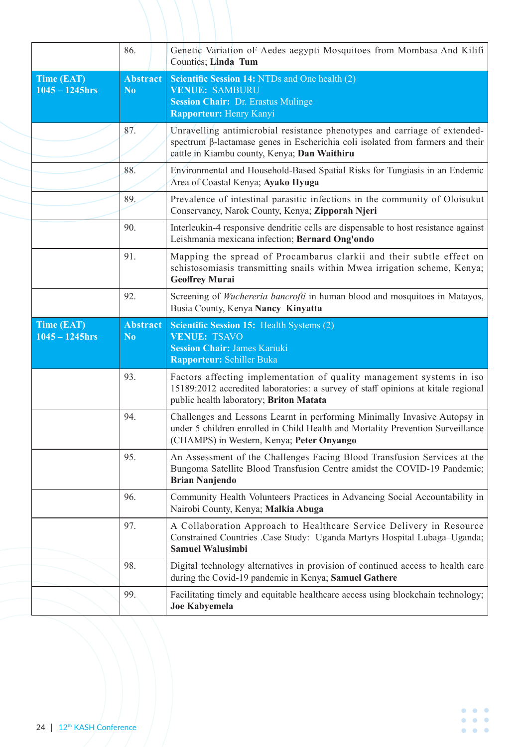| | | |
|---|---|---|
| | 86. | Genetic Variation oF Aedes aegypti Mosquitoes from Mombasa And Kilifi Counties; **Linda Tum** |
| **Time (EAT)**<br>**1045 – 1245hrs** | **Abstract No** | **Scientific Session 14:** NTDs and One health (2)<br>**VENUE:** SAMBURU<br>**Session Chair:** Dr. Erastus Mulinge<br>**Rapporteur:** Henry Kanyi |
| | 87. | Unravelling antimicrobial resistance phenotypes and carriage of extended-spectrum β-lactamase genes in Escherichia coli isolated from farmers and their cattle in Kiambu county, Kenya; **Dan Waithiru** |
| | 88. | Environmental and Household-Based Spatial Risks for Tungiasis in an Endemic Area of Coastal Kenya; **Ayako Hyuga** |
| | 89. | Prevalence of intestinal parasitic infections in the community of Oloisukut Conservancy, Narok County, Kenya; **Zipporah Njeri** |
| | 90. | Interleukin-4 responsive dendritic cells are dispensable to host resistance against Leishmania mexicana infection; **Bernard Ong'ondo** |
| | 91. | Mapping the spread of Procambarus clarkii and their subtle effect on schistosomiasis transmitting snails within Mwea irrigation scheme, Kenya; **Geoffrey Murai** |
| | 92. | Screening of *Wuchereria bancrofti* in human blood and mosquitoes in Matayos, Busia County, Kenya **Nancy Kinyatta** |
| **Time (EAT)**<br>**1045 – 1245hrs** | **Abstract No** | **Scientific Session 15:** Health Systems (2)<br>**VENUE:** TSAVO<br>**Session Chair:** James Kariuki<br>**Rapporteur:** Schiller Buka |
| | 93. | Factors affecting implementation of quality management systems in iso 15189:2012 accredited laboratories: a survey of staff opinions at kitale regional public health laboratory; **Briton Matata** |
| | 94. | Challenges and Lessons Learnt in performing Minimally Invasive Autopsy in under 5 children enrolled in Child Health and Mortality Prevention Surveillance (CHAMPS) in Western, Kenya; **Peter Onyango** |
| | 95. | An Assessment of the Challenges Facing Blood Transfusion Services at the Bungoma Satellite Blood Transfusion Centre amidst the COVID-19 Pandemic; **Brian Nanjendo** |
| | 96. | Community Health Volunteers Practices in Advancing Social Accountability in Nairobi County, Kenya; **Malkia Abuga** |
| | 97. | A Collaboration Approach to Healthcare Service Delivery in Resource Constrained Countries .Case Study: Uganda Martyrs Hospital Lubaga–Uganda; **Samuel Walusimbi** |
| | 98. | Digital technology alternatives in provision of continued access to health care during the Covid-19 pandemic in Kenya; **Samuel Gathere** |
| | 99. | Facilitating timely and equitable healthcare access using blockchain technology; **Joe Kabyemela** |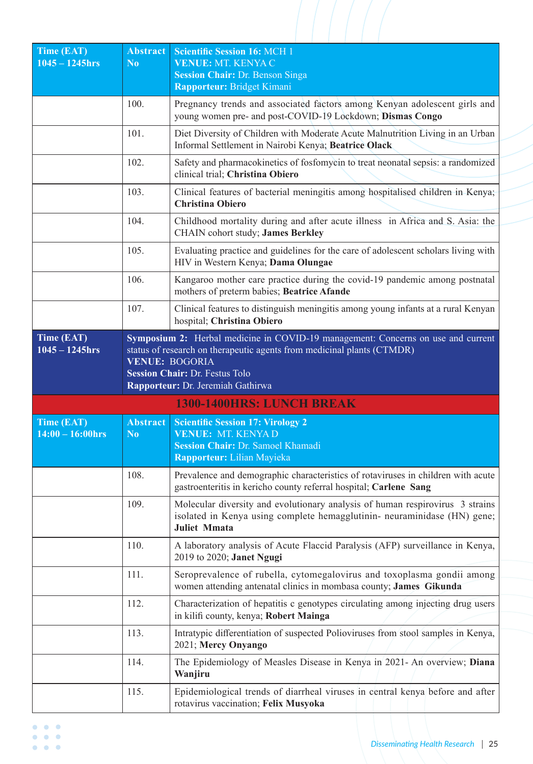| Time (EAT) 1045 – 1245hrs | Abstract No | **Scientific Session 16:** MCH 1<br>**VENUE:** MT. KENYA C<br>**Session Chair:** Dr. Benson Singa<br>**Rapporteur:** Bridget Kimani |
|---|---|---|
| | 100. | Pregnancy trends and associated factors among Kenyan adolescent girls and young women pre- and post-COVID-19 Lockdown; **Dismas Congo** |
| | 101. | Diet Diversity of Children with Moderate Acute Malnutrition Living in an Urban Informal Settlement in Nairobi Kenya; **Beatrice Olack** |
| | 102. | Safety and pharmacokinetics of fosfomycin to treat neonatal sepsis: a randomized clinical trial; **Christina Obiero** |
| | 103. | Clinical features of bacterial meningitis among hospitalised children in Kenya; **Christina Obiero** |
| | 104. | Childhood mortality during and after acute illness in Africa and S. Asia: the CHAIN cohort study; **James Berkley** |
| | 105. | Evaluating practice and guidelines for the care of adolescent scholars living with HIV in Western Kenya; **Dama Olungae** |
| | 106. | Kangaroo mother care practice during the covid-19 pandemic among postnatal mothers of preterm babies; **Beatrice Afande** |
| | 107. | Clinical features to distinguish meningitis among young infants at a rural Kenyan hospital; **Christina Obiero** |
| **Time (EAT) 1045 – 1245hrs** | **Symposium 2:** Herbal medicine in COVID-19 management: Concerns on use and current status of research on therapeutic agents from medicinal plants (CTMDR)<br>**VENUE:** BOGORIA<br>**Session Chair:** Dr. Festus Tolo<br>**Rapporteur:** Dr. Jeremiah Gathirwa | |
| **1300-1400HRS: LUNCH BREAK** | | |
| **Time (EAT) 14:00 – 16:00hrs** | **Abstract No** | **Scientific Session 17: Virology 2**<br>**VENUE:** MT. KENYA D<br>**Session Chair:** Dr. Samoel Khamadi<br>**Rapporteur:** Lilian Mayieka |
| | 108. | Prevalence and demographic characteristics of rotaviruses in children with acute gastroenteritis in kericho county referral hospital; **Carlene Sang** |
| | 109. | Molecular diversity and evolutionary analysis of human respirovirus 3 strains isolated in Kenya using complete hemagglutinin- neuraminidase (HN) gene; **Juliet Mmata** |
| | 110. | A laboratory analysis of Acute Flaccid Paralysis (AFP) surveillance in Kenya, 2019 to 2020; **Janet Ngugi** |
| | 111. | Seroprevalence of rubella, cytomegalovirus and toxoplasma gondii among women attending antenatal clinics in mombasa county; **James Gikunda** |
| | 112. | Characterization of hepatitis c genotypes circulating among injecting drug users in kilifi county, kenya; **Robert Mainga** |
| | 113. | Intratypic differentiation of suspected Polioviruses from stool samples in Kenya, 2021; **Mercy Onyango** |
| | 114. | The Epidemiology of Measles Disease in Kenya in 2021- An overview; **Diana Wanjiru** |
| | 115. | Epidemiological trends of diarrheal viruses in central kenya before and after rotavirus vaccination; **Felix Musyoka** |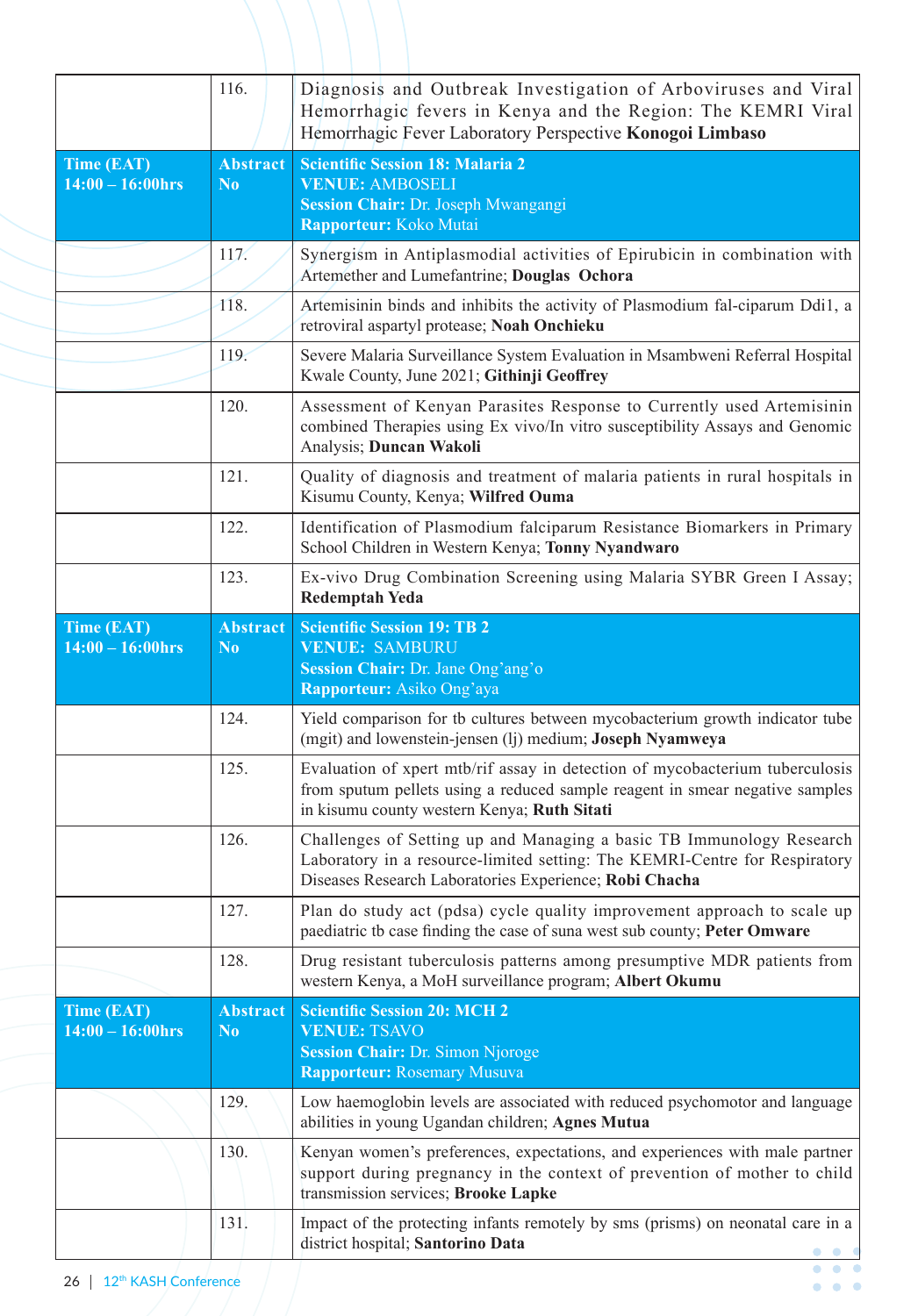|  | 116. | Diagnosis and Outbreak Investigation of Arboviruses and Viral Hemorrhagic fevers in Kenya and the Region: The KEMRI Viral Hemorrhagic Fever Laboratory Perspective **Konogoi Limbaso** |
|---|---|---|
| **Time (EAT) 14:00 – 16:00hrs** | **Abstract No** | **Scientific Session 18: Malaria 2** **VENUE:** AMBOSELI **Session Chair:** Dr. Joseph Mwangangi **Rapporteur:** Koko Mutai |
|  | 117. | Synergism in Antiplasmodial activities of Epirubicin in combination with Artemether and Lumefantrine; **Douglas Ochora** |
|  | 118. | Artemisinin binds and inhibits the activity of Plasmodium fal-ciparum Ddi1, a retroviral aspartyl protease; **Noah Onchieku** |
|  | 119. | Severe Malaria Surveillance System Evaluation in Msambweni Referral Hospital Kwale County, June 2021; **Githinji Geoffrey** |
|  | 120. | Assessment of Kenyan Parasites Response to Currently used Artemisinin combined Therapies using Ex vivo/In vitro susceptibility Assays and Genomic Analysis; **Duncan Wakoli** |
|  | 121. | Quality of diagnosis and treatment of malaria patients in rural hospitals in Kisumu County, Kenya; **Wilfred Ouma** |
|  | 122. | Identification of Plasmodium falciparum Resistance Biomarkers in Primary School Children in Western Kenya; **Tonny Nyandwaro** |
|  | 123. | Ex-vivo Drug Combination Screening using Malaria SYBR Green I Assay; **Redemptah Yeda** |
| **Time (EAT) 14:00 – 16:00hrs** | **Abstract No** | **Scientific Session 19: TB 2** **VENUE:** SAMBURU **Session Chair:** Dr. Jane Ong'ang'o **Rapporteur:** Asiko Ong'aya |
|  | 124. | Yield comparison for tb cultures between mycobacterium growth indicator tube (mgit) and lowenstein-jensen (lj) medium; **Joseph Nyamweya** |
|  | 125. | Evaluation of xpert mtb/rif assay in detection of mycobacterium tuberculosis from sputum pellets using a reduced sample reagent in smear negative samples in kisumu county western Kenya; **Ruth Sitati** |
|  | 126. | Challenges of Setting up and Managing a basic TB Immunology Research Laboratory in a resource-limited setting: The KEMRI-Centre for Respiratory Diseases Research Laboratories Experience; **Robi Chacha** |
|  | 127. | Plan do study act (pdsa) cycle quality improvement approach to scale up paediatric tb case finding the case of suna west sub county; **Peter Omware** |
|  | 128. | Drug resistant tuberculosis patterns among presumptive MDR patients from western Kenya, a MoH surveillance program; **Albert Okumu** |
| **Time (EAT) 14:00 – 16:00hrs** | **Abstract No** | **Scientific Session 20: MCH 2** **VENUE:** TSAVO **Session Chair:** Dr. Simon Njoroge **Rapporteur:** Rosemary Musuva |
|  | 129. | Low haemoglobin levels are associated with reduced psychomotor and language abilities in young Ugandan children; **Agnes Mutua** |
|  | 130. | Kenyan women's preferences, expectations, and experiences with male partner support during pregnancy in the context of prevention of mother to child transmission services; **Brooke Lapke** |
|  | 131. | Impact of the protecting infants remotely by sms (prisms) on neonatal care in a district hospital; **Santorino Data** |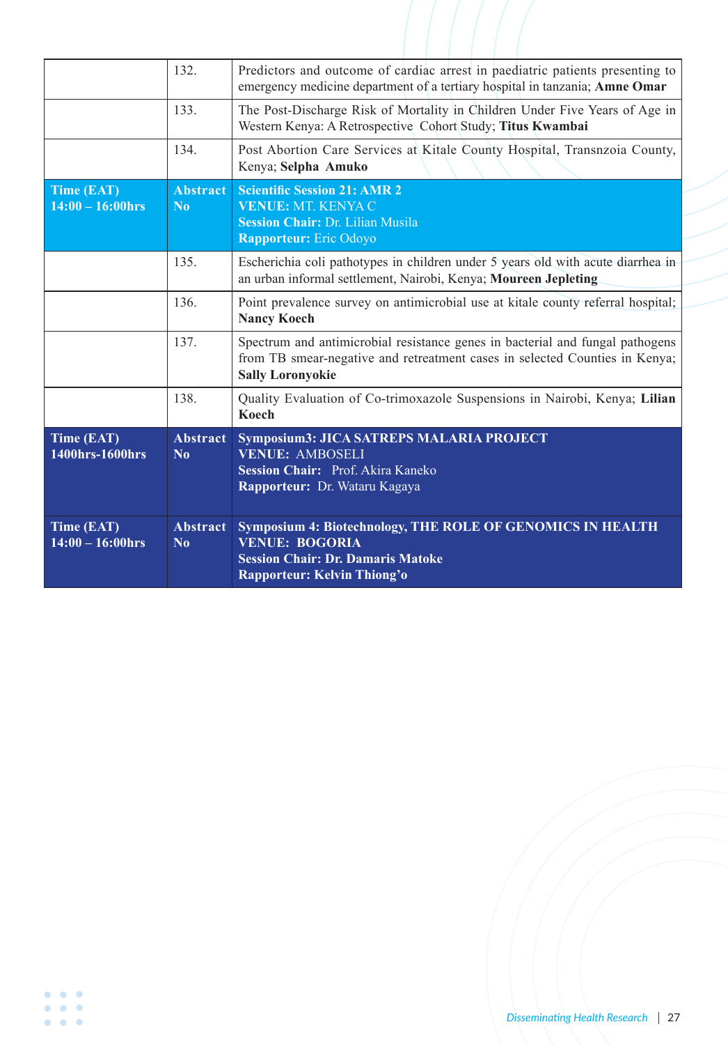| | | |
|---|---|---|
| | 132. | Predictors and outcome of cardiac arrest in paediatric patients presenting to emergency medicine department of a tertiary hospital in tanzania; **Amne Omar** |
| | 133. | The Post-Discharge Risk of Mortality in Children Under Five Years of Age in Western Kenya: A Retrospective Cohort Study; **Titus Kwambai** |
| | 134. | Post Abortion Care Services at Kitale County Hospital, Transnzoia County, Kenya; **Selpha Amuko** |
| **Time (EAT) 14:00 – 16:00hrs** | **Abstract No** | **Scientific Session 21: AMR 2** <br> **VENUE:** MT. KENYA C <br> **Session Chair:** Dr. Lilian Musila <br> **Rapporteur:** Eric Odoyo |
| | 135. | Escherichia coli pathotypes in children under 5 years old with acute diarrhea in an urban informal settlement, Nairobi, Kenya; **Moureen Jepleting** |
| | 136. | Point prevalence survey on antimicrobial use at kitale county referral hospital; **Nancy Koech** |
| | 137. | Spectrum and antimicrobial resistance genes in bacterial and fungal pathogens from TB smear-negative and retreatment cases in selected Counties in Kenya; **Sally Loronyokie** |
| | 138. | Quality Evaluation of Co-trimoxazole Suspensions in Nairobi, Kenya; **Lilian Koech** |
| **Time (EAT) 1400hrs-1600hrs** | **Abstract No** | **Symposium3: JICA SATREPS MALARIA PROJECT** <br> **VENUE:** AMBOSELI <br> **Session Chair:** Prof. Akira Kaneko <br> **Rapporteur:** Dr. Wataru Kagaya |
| **Time (EAT) 14:00 – 16:00hrs** | **Abstract No** | **Symposium 4: Biotechnology, THE ROLE OF GENOMICS IN HEALTH** <br> **VENUE: BOGORIA** <br> **Session Chair: Dr. Damaris Matoke** <br> **Rapporteur: Kelvin Thiong'o** |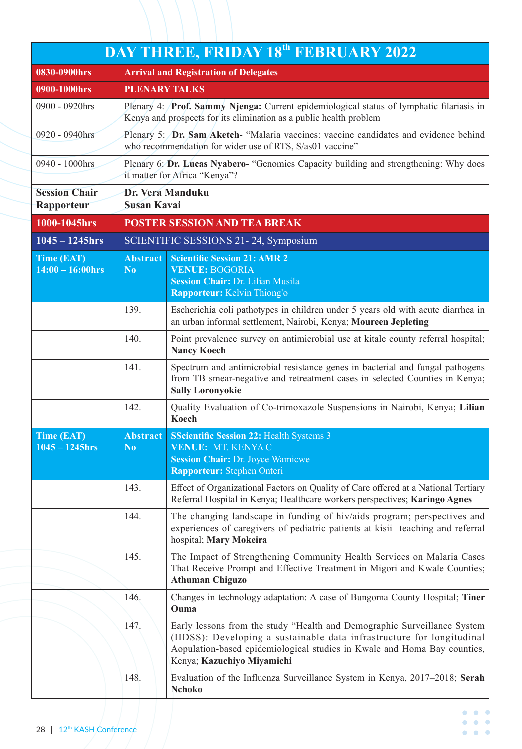# DAY THREE, FRIDAY 18th FEBRUARY 2022

| | | |
|---|---|---|
| **0830-0900hrs** | **Arrival and Registration of Delegates** | |
| **0900-1000hrs** | **PLENARY TALKS** | |
| 0900 - 0920hrs | Plenary 4: **Prof. Sammy Njenga:** Current epidemiological status of lymphatic filariasis in Kenya and prospects for its elimination as a public health problem | |
| 0920 - 0940hrs | Plenary 5: **Dr. Sam Aketch**- "Malaria vaccines: vaccine candidates and evidence behind who recommendation for wider use of RTS, S/as01 vaccine" | |
| 0940 - 1000hrs | Plenary 6: **Dr. Lucas Nyabero-** "Genomics Capacity building and strengthening: Why does it matter for Africa "Kenya"? | |
| **Session Chair** **Rapporteur** | **Dr. Vera Manduku** **Susan Kavai** | |
| **1000-1045hrs** | **POSTER SESSION AND TEA BREAK** | |
| **1045 – 1245hrs** | SCIENTIFIC SESSIONS 21- 24, Symposium | |
| **Time (EAT)** **14:00 – 16:00hrs** | **Abstract No** | **Scientific Session 21: AMR 2** **VENUE:** BOGORIA **Session Chair:** Dr. Lilian Musila **Rapporteur:** Kelvin Thiong'o |
| | 139. | Escherichia coli pathotypes in children under 5 years old with acute diarrhea in an urban informal settlement, Nairobi, Kenya; **Moureen Jepleting** |
| | 140. | Point prevalence survey on antimicrobial use at kitale county referral hospital; **Nancy Koech** |
| | 141. | Spectrum and antimicrobial resistance genes in bacterial and fungal pathogens from TB smear-negative and retreatment cases in selected Counties in Kenya; **Sally Loronyokie** |
| | 142. | Quality Evaluation of Co-trimoxazole Suspensions in Nairobi, Kenya; **Lilian Koech** |
| **Time (EAT)** **1045 – 1245hrs** | **Abstract No** | **SScientific Session 22:** Health Systems 3 **VENUE:** MT. KENYA C **Session Chair:** Dr. Joyce Wamicwe **Rapporteur:** Stephen Onteri |
| | 143. | Effect of Organizational Factors on Quality of Care offered at a National Tertiary Referral Hospital in Kenya; Healthcare workers perspectives; **Karingo Agnes** |
| | 144. | The changing landscape in funding of hiv/aids program; perspectives and experiences of caregivers of pediatric patients at kisii teaching and referral hospital; **Mary Mokeira** |
| | 145. | The Impact of Strengthening Community Health Services on Malaria Cases That Receive Prompt and Effective Treatment in Migori and Kwale Counties; **Athuman Chiguzo** |
| | 146. | Changes in technology adaptation: A case of Bungoma County Hospital; **Tiner Ouma** |
| | 147. | Early lessons from the study "Health and Demographic Surveillance System (HDSS): Developing a sustainable data infrastructure for longitudinal Aopulation-based epidemiological studies in Kwale and Homa Bay counties, Kenya; **Kazuchiyo Miyamichi** |
| | 148. | Evaluation of the Influenza Surveillance System in Kenya, 2017–2018; **Serah Nchoko** |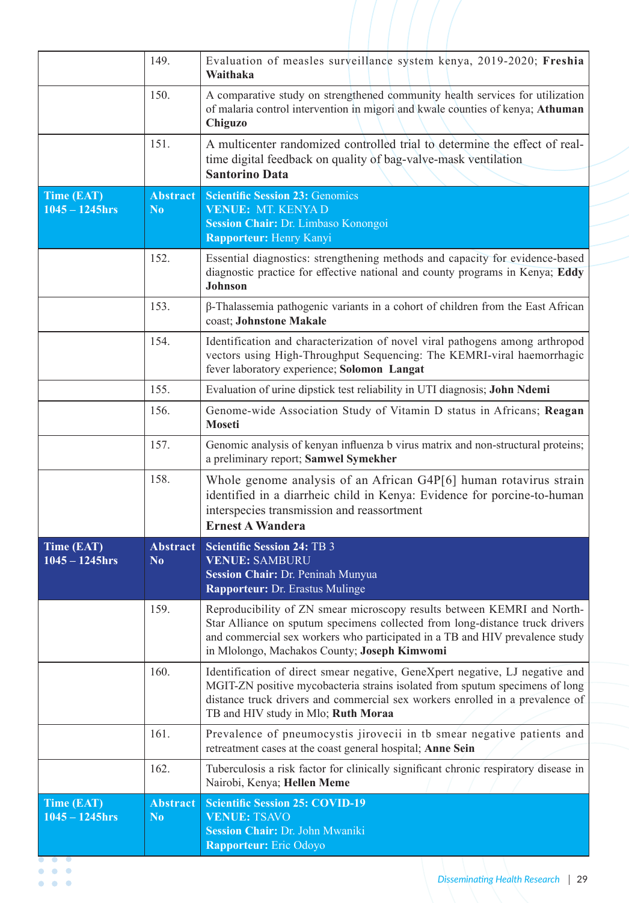| | | |
|---|---|---|
| | 149. | Evaluation of measles surveillance system kenya, 2019-2020; **Freshia Waithaka** |
| | 150. | A comparative study on strengthened community health services for utilization of malaria control intervention in migori and kwale counties of kenya; **Athuman Chiguzo** |
| | 151. | A multicenter randomized controlled trial to determine the effect of real-time digital feedback on quality of bag-valve-mask ventilation **Santorino Data** |
| **Time (EAT) 1045 – 1245hrs** | **Abstract No** | **Scientific Session 23:** Genomics **VENUE:** MT. KENYA D **Session Chair:** Dr. Limbaso Konongoi **Rapporteur:** Henry Kanyi |
| | 152. | Essential diagnostics: strengthening methods and capacity for evidence-based diagnostic practice for effective national and county programs in Kenya; **Eddy Johnson** |
| | 153. | β-Thalassemia pathogenic variants in a cohort of children from the East African coast; **Johnstone Makale** |
| | 154. | Identification and characterization of novel viral pathogens among arthropod vectors using High-Throughput Sequencing: The KEMRI-viral haemorrhagic fever laboratory experience; **Solomon Langat** |
| | 155. | Evaluation of urine dipstick test reliability in UTI diagnosis; **John Ndemi** |
| | 156. | Genome-wide Association Study of Vitamin D status in Africans; **Reagan Moseti** |
| | 157. | Genomic analysis of kenyan influenza b virus matrix and non-structural proteins; a preliminary report; **Samwel Symekher** |
| | 158. | Whole genome analysis of an African G4P[6] human rotavirus strain identified in a diarrheic child in Kenya: Evidence for porcine-to-human interspecies transmission and reassortment **Ernest A Wandera** |
| **Time (EAT) 1045 – 1245hrs** | **Abstract No** | **Scientific Session 24:** TB 3 **VENUE:** SAMBURU **Session Chair:** Dr. Peninah Munyua **Rapporteur:** Dr. Erastus Mulinge |
| | 159. | Reproducibility of ZN smear microscopy results between KEMRI and North-Star Alliance on sputum specimens collected from long-distance truck drivers and commercial sex workers who participated in a TB and HIV prevalence study in Mlolongo, Machakos County; **Joseph Kimwomi** |
| | 160. | Identification of direct smear negative, GeneXpert negative, LJ negative and MGIT-ZN positive mycobacteria strains isolated from sputum specimens of long distance truck drivers and commercial sex workers enrolled in a prevalence of TB and HIV study in Mlo; **Ruth Moraa** |
| | 161. | Prevalence of pneumocystis jirovecii in tb smear negative patients and retreatment cases at the coast general hospital; **Anne Sein** |
| | 162. | Tuberculosis a risk factor for clinically significant chronic respiratory disease in Nairobi, Kenya; **Hellen Meme** |
| **Time (EAT) 1045 – 1245hrs** | **Abstract No** | **Scientific Session 25: COVID-19** **VENUE:** TSAVO **Session Chair:** Dr. John Mwaniki **Rapporteur:** Eric Odoyo |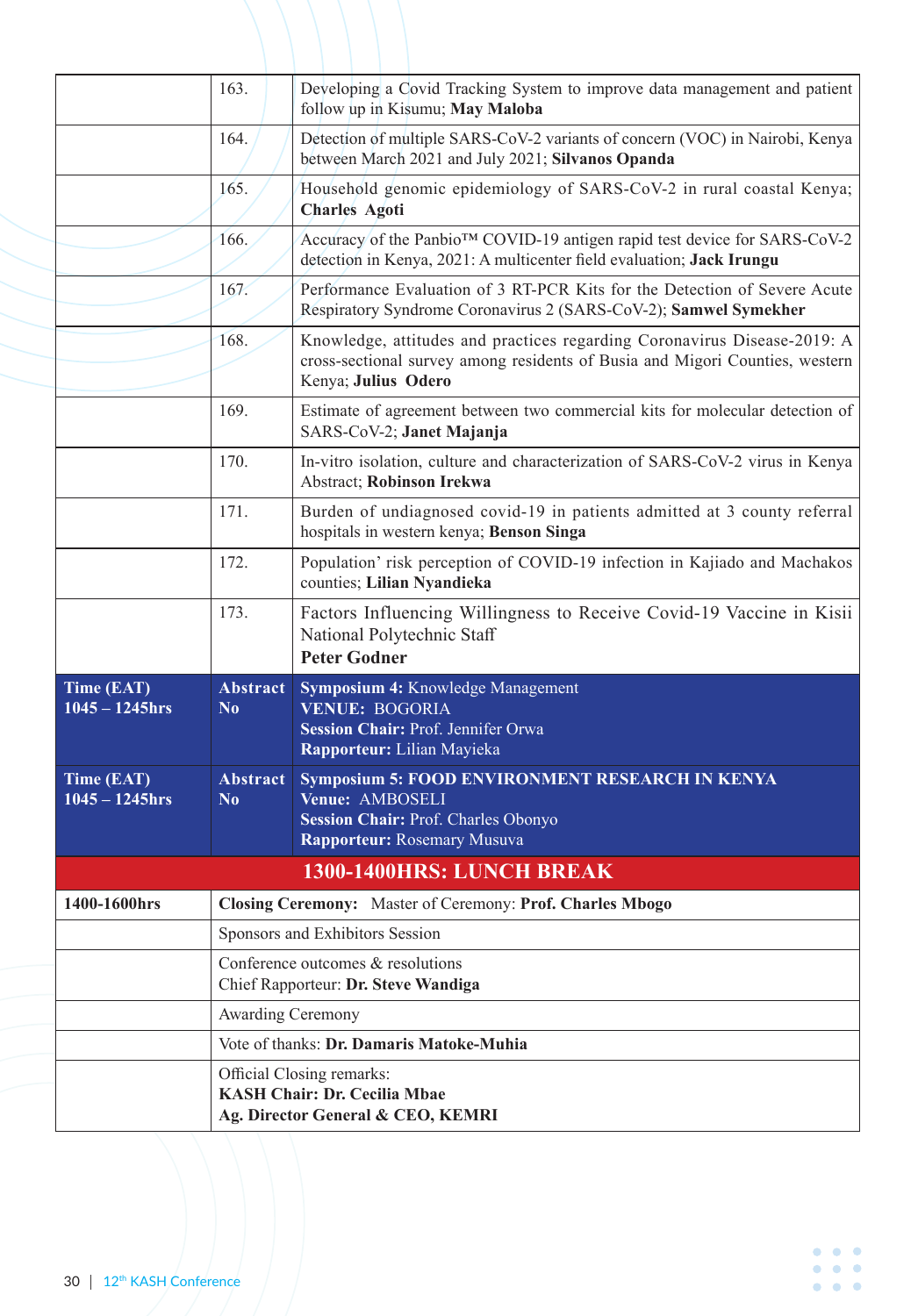| | | |
|---|---|---|
| | 163. | Developing a Covid Tracking System to improve data management and patient follow up in Kisumu; **May Maloba** |
| | 164. | Detection of multiple SARS-CoV-2 variants of concern (VOC) in Nairobi, Kenya between March 2021 and July 2021; **Silvanos Opanda** |
| | 165. | Household genomic epidemiology of SARS-CoV-2 in rural coastal Kenya; **Charles Agoti** |
| | 166. | Accuracy of the Panbio™ COVID-19 antigen rapid test device for SARS-CoV-2 detection in Kenya, 2021: A multicenter field evaluation; **Jack Irungu** |
| | 167. | Performance Evaluation of 3 RT-PCR Kits for the Detection of Severe Acute Respiratory Syndrome Coronavirus 2 (SARS-CoV-2); **Samwel Symekher** |
| | 168. | Knowledge, attitudes and practices regarding Coronavirus Disease-2019: A cross-sectional survey among residents of Busia and Migori Counties, western Kenya; **Julius Odero** |
| | 169. | Estimate of agreement between two commercial kits for molecular detection of SARS-CoV-2; **Janet Majanja** |
| | 170. | In-vitro isolation, culture and characterization of SARS-CoV-2 virus in Kenya Abstract; **Robinson Irekwa** |
| | 171. | Burden of undiagnosed covid-19 in patients admitted at 3 county referral hospitals in western kenya; **Benson Singa** |
| | 172. | Population' risk perception of COVID-19 infection in Kajiado and Machakos counties; **Lilian Nyandieka** |
| | 173. | Factors Influencing Willingness to Receive Covid-19 Vaccine in Kisii National Polytechnic Staff<br>**Peter Godner** |
| **Time (EAT)**<br>**1045 – 1245hrs** | **Abstract No** | **Symposium 4:** Knowledge Management<br>**VENUE:** BOGORIA<br>**Session Chair:** Prof. Jennifer Orwa<br>**Rapporteur:** Lilian Mayieka |
| **Time (EAT)**<br>**1045 – 1245hrs** | **Abstract No** | **Symposium 5: FOOD ENVIRONMENT RESEARCH IN KENYA**<br>**Venue:** AMBOSELI<br>**Session Chair:** Prof. Charles Obonyo<br>**Rapporteur:** Rosemary Musuva |
| **1300-1400HRS: LUNCH BREAK** | | |
| **1400-1600hrs** | **Closing Ceremony:** Master of Ceremony: **Prof. Charles Mbogo** | |
| | Sponsors and Exhibitors Session | |
| | Conference outcomes & resolutions<br>Chief Rapporteur: **Dr. Steve Wandiga** | |
| | Awarding Ceremony | |
| | Vote of thanks: **Dr. Damaris Matoke-Muhia** | |
| | Official Closing remarks:<br>**KASH Chair: Dr. Cecilia Mbae**<br>**Ag. Director General & CEO, KEMRI** | |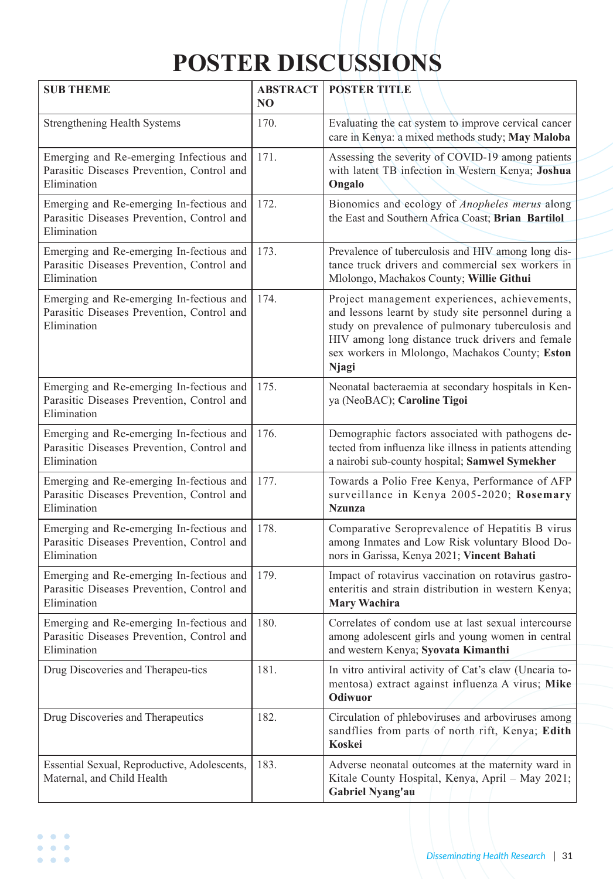# POSTER DISCUSSIONS

| SUB THEME | ABSTRACT NO | POSTER TITLE |
|---|---|---|
| Strengthening Health Systems | 170. | Evaluating the cat system to improve cervical cancer care in Kenya: a mixed methods study; **May Maloba** |
| Emerging and Re-emerging Infectious and Parasitic Diseases Prevention, Control and Elimination | 171. | Assessing the severity of COVID-19 among patients with latent TB infection in Western Kenya; **Joshua Ongalo** |
| Emerging and Re-emerging In-fectious and Parasitic Diseases Prevention, Control and Elimination | 172. | Bionomics and ecology of *Anopheles merus* along the East and Southern Africa Coast; **Brian Bartilol** |
| Emerging and Re-emerging In-fectious and Parasitic Diseases Prevention, Control and Elimination | 173. | Prevalence of tuberculosis and HIV among long dis-tance truck drivers and commercial sex workers in Mlolongo, Machakos County; **Willie Githui** |
| Emerging and Re-emerging In-fectious and Parasitic Diseases Prevention, Control and Elimination | 174. | Project management experiences, achievements, and lessons learnt by study site personnel during a study on prevalence of pulmonary tuberculosis and HIV among long distance truck drivers and female sex workers in Mlolongo, Machakos County; **Eston Njagi** |
| Emerging and Re-emerging In-fectious and Parasitic Diseases Prevention, Control and Elimination | 175. | Neonatal bacteraemia at secondary hospitals in Ken-ya (NeoBAC); **Caroline Tigoi** |
| Emerging and Re-emerging In-fectious and Parasitic Diseases Prevention, Control and Elimination | 176. | Demographic factors associated with pathogens de-tected from influenza like illness in patients attending a nairobi sub-county hospital; **Samwel Symekher** |
| Emerging and Re-emerging In-fectious and Parasitic Diseases Prevention, Control and Elimination | 177. | Towards a Polio Free Kenya, Performance of AFP surveillance in Kenya 2005-2020; **Rosemary Nzunza** |
| Emerging and Re-emerging In-fectious and Parasitic Diseases Prevention, Control and Elimination | 178. | Comparative Seroprevalence of Hepatitis B virus among Inmates and Low Risk voluntary Blood Do-nors in Garissa, Kenya 2021; **Vincent Bahati** |
| Emerging and Re-emerging In-fectious and Parasitic Diseases Prevention, Control and Elimination | 179. | Impact of rotavirus vaccination on rotavirus gastro-enteritis and strain distribution in western Kenya; **Mary Wachira** |
| Emerging and Re-emerging In-fectious and Parasitic Diseases Prevention, Control and Elimination | 180. | Correlates of condom use at last sexual intercourse among adolescent girls and young women in central and western Kenya; **Syovata Kimanthi** |
| Drug Discoveries and Therapeu-tics | 181. | In vitro antiviral activity of Cat's claw (Uncaria to-mentosa) extract against influenza A virus; **Mike Odiwuor** |
| Drug Discoveries and Therapeutics | 182. | Circulation of phleboviruses and arboviruses among sandflies from parts of north rift, Kenya; **Edith Koskei** |
| Essential Sexual, Reproductive, Adolescents, Maternal, and Child Health | 183. | Adverse neonatal outcomes at the maternity ward in Kitale County Hospital, Kenya, April – May 2021; **Gabriel Nyang'au** |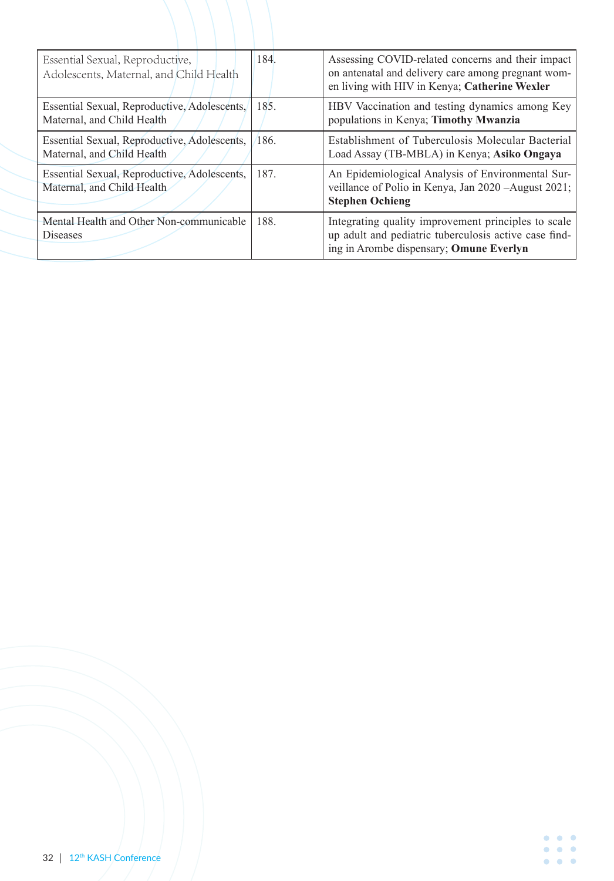| | | |
|---|---|---|
| Essential Sexual, Reproductive, Adolescents, Maternal, and Child Health | 184. | Assessing COVID-related concerns and their impact on antenatal and delivery care among pregnant women living with HIV in Kenya; **Catherine Wexler** |
| Essential Sexual, Reproductive, Adolescents, Maternal, and Child Health | 185. | HBV Vaccination and testing dynamics among Key populations in Kenya; **Timothy Mwanzia** |
| Essential Sexual, Reproductive, Adolescents, Maternal, and Child Health | 186. | Establishment of Tuberculosis Molecular Bacterial Load Assay (TB-MBLA) in Kenya; **Asiko Ongaya** |
| Essential Sexual, Reproductive, Adolescents, Maternal, and Child Health | 187. | An Epidemiological Analysis of Environmental Surveillance of Polio in Kenya, Jan 2020 –August 2021; **Stephen Ochieng** |
| Mental Health and Other Non-communicable Diseases | 188. | Integrating quality improvement principles to scale up adult and pediatric tuberculosis active case finding in Arombe dispensary; **Omune Everlyn** |